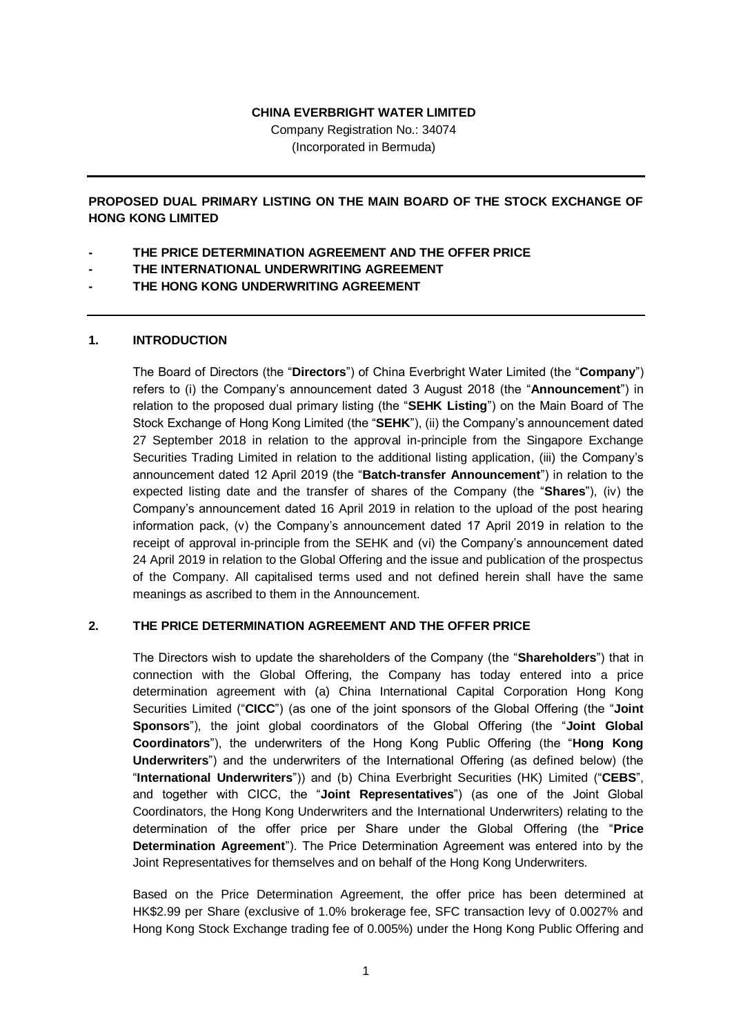**CHINA EVERBRIGHT WATER LIMITED**

Company Registration No.: 34074

(Incorporated in Bermuda)

---

**PROPOSED DUAL PRIMARY LISTING ON THE MAIN BOARD OF THE STOCK EXCHANGE OF HONG KONG LIMITED**

- **THE PRICE DETERMINATION AGREEMENT AND THE OFFER PRICE**
- **THE INTERNATIONAL UNDERWRITING AGREEMENT**
- **THE HONG KONG UNDERWRITING AGREEMENT**

---

## 1. INTRODUCTION

The Board of Directors (the "**Directors**") of China Everbright Water Limited (the "**Company**") refers to (i) the Company's announcement dated 3 August 2018 (the "**Announcement**") in relation to the proposed dual primary listing (the "**SEHK Listing**") on the Main Board of The Stock Exchange of Hong Kong Limited (the "**SEHK**"), (ii) the Company's announcement dated 27 September 2018 in relation to the approval in-principle from the Singapore Exchange Securities Trading Limited in relation to the additional listing application, (iii) the Company's announcement dated 12 April 2019 (the "**Batch-transfer Announcement**") in relation to the expected listing date and the transfer of shares of the Company (the "**Shares**"), (iv) the Company's announcement dated 16 April 2019 in relation to the upload of the post hearing information pack, (v) the Company's announcement dated 17 April 2019 in relation to the receipt of approval in-principle from the SEHK and (vi) the Company's announcement dated 24 April 2019 in relation to the Global Offering and the issue and publication of the prospectus of the Company. All capitalised terms used and not defined herein shall have the same meanings as ascribed to them in the Announcement.

## 2. THE PRICE DETERMINATION AGREEMENT AND THE OFFER PRICE

The Directors wish to update the shareholders of the Company (the "**Shareholders**") that in connection with the Global Offering, the Company has today entered into a price determination agreement with (a) China International Capital Corporation Hong Kong Securities Limited ("**CICC**") (as one of the joint sponsors of the Global Offering (the "**Joint Sponsors**"), the joint global coordinators of the Global Offering (the "**Joint Global Coordinators**"), the underwriters of the Hong Kong Public Offering (the "**Hong Kong Underwriters**") and the underwriters of the International Offering (as defined below) (the "**International Underwriters**")) and (b) China Everbright Securities (HK) Limited ("**CEBS**", and together with CICC, the "**Joint Representatives**") (as one of the Joint Global Coordinators, the Hong Kong Underwriters and the International Underwriters) relating to the determination of the offer price per Share under the Global Offering (the "**Price Determination Agreement**"). The Price Determination Agreement was entered into by the Joint Representatives for themselves and on behalf of the Hong Kong Underwriters.

Based on the Price Determination Agreement, the offer price has been determined at HK$2.99 per Share (exclusive of 1.0% brokerage fee, SFC transaction levy of 0.0027% and Hong Kong Stock Exchange trading fee of 0.005%) under the Hong Kong Public Offering and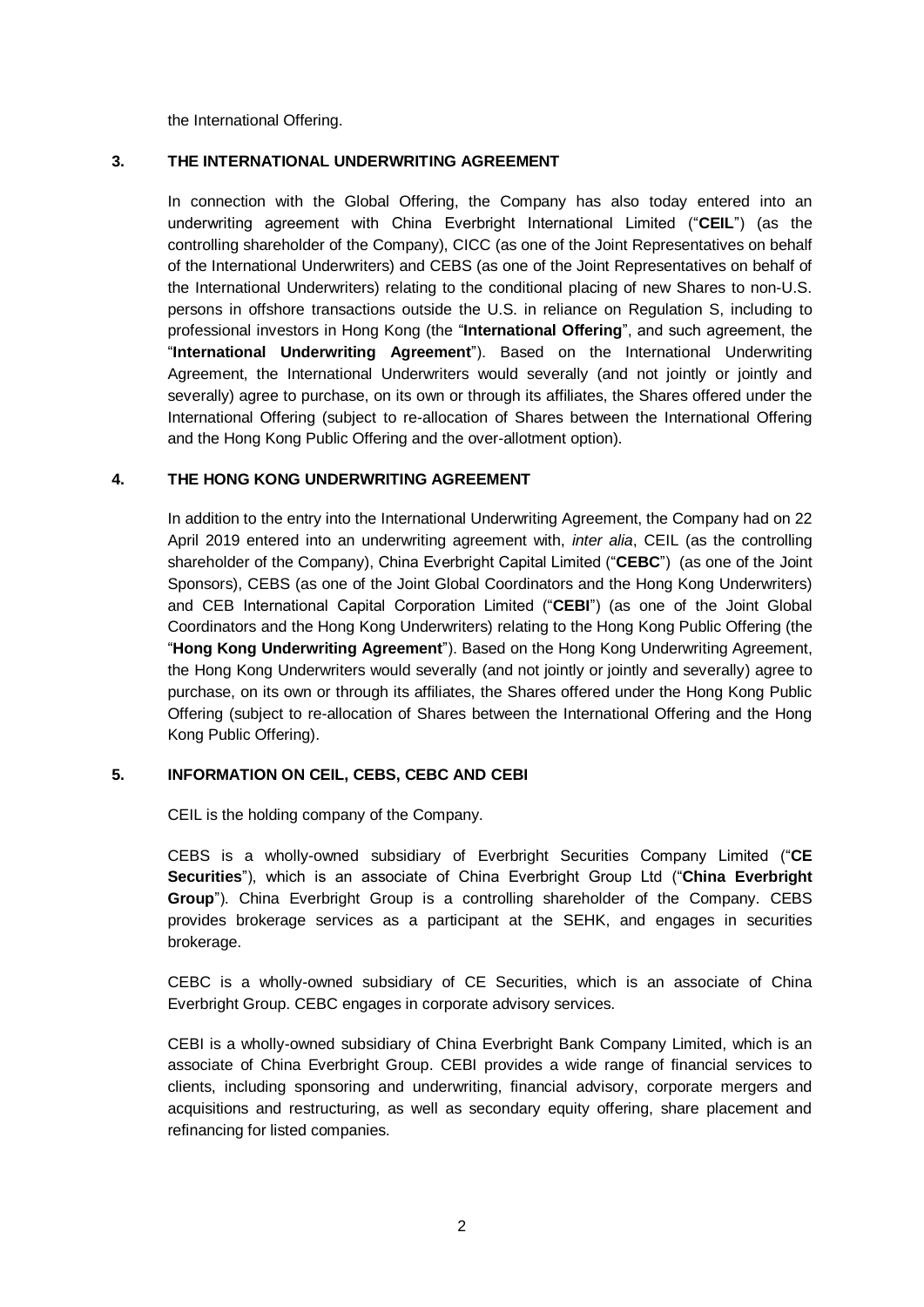the International Offering.

## 3. THE INTERNATIONAL UNDERWRITING AGREEMENT

In connection with the Global Offering, the Company has also today entered into an underwriting agreement with China Everbright International Limited ("**CEIL**") (as the controlling shareholder of the Company), CICC (as one of the Joint Representatives on behalf of the International Underwriters) and CEBS (as one of the Joint Representatives on behalf of the International Underwriters) relating to the conditional placing of new Shares to non-U.S. persons in offshore transactions outside the U.S. in reliance on Regulation S, including to professional investors in Hong Kong (the "**International Offering**", and such agreement, the "**International Underwriting Agreement**"). Based on the International Underwriting Agreement, the International Underwriters would severally (and not jointly or jointly and severally) agree to purchase, on its own or through its affiliates, the Shares offered under the International Offering (subject to re-allocation of Shares between the International Offering and the Hong Kong Public Offering and the over-allotment option).

## 4. THE HONG KONG UNDERWRITING AGREEMENT

In addition to the entry into the International Underwriting Agreement, the Company had on 22 April 2019 entered into an underwriting agreement with, *inter alia*, CEIL (as the controlling shareholder of the Company), China Everbright Capital Limited ("**CEBC**") (as one of the Joint Sponsors), CEBS (as one of the Joint Global Coordinators and the Hong Kong Underwriters) and CEB International Capital Corporation Limited ("**CEBI**") (as one of the Joint Global Coordinators and the Hong Kong Underwriters) relating to the Hong Kong Public Offering (the "**Hong Kong Underwriting Agreement**"). Based on the Hong Kong Underwriting Agreement, the Hong Kong Underwriters would severally (and not jointly or jointly and severally) agree to purchase, on its own or through its affiliates, the Shares offered under the Hong Kong Public Offering (subject to re-allocation of Shares between the International Offering and the Hong Kong Public Offering).

## 5. INFORMATION ON CEIL, CEBS, CEBC AND CEBI

CEIL is the holding company of the Company.

CEBS is a wholly-owned subsidiary of Everbright Securities Company Limited ("**CE Securities**"), which is an associate of China Everbright Group Ltd ("**China Everbright Group**"). China Everbright Group is a controlling shareholder of the Company. CEBS provides brokerage services as a participant at the SEHK, and engages in securities brokerage.

CEBC is a wholly-owned subsidiary of CE Securities, which is an associate of China Everbright Group. CEBC engages in corporate advisory services.

CEBI is a wholly-owned subsidiary of China Everbright Bank Company Limited, which is an associate of China Everbright Group. CEBI provides a wide range of financial services to clients, including sponsoring and underwriting, financial advisory, corporate mergers and acquisitions and restructuring, as well as secondary equity offering, share placement and refinancing for listed companies.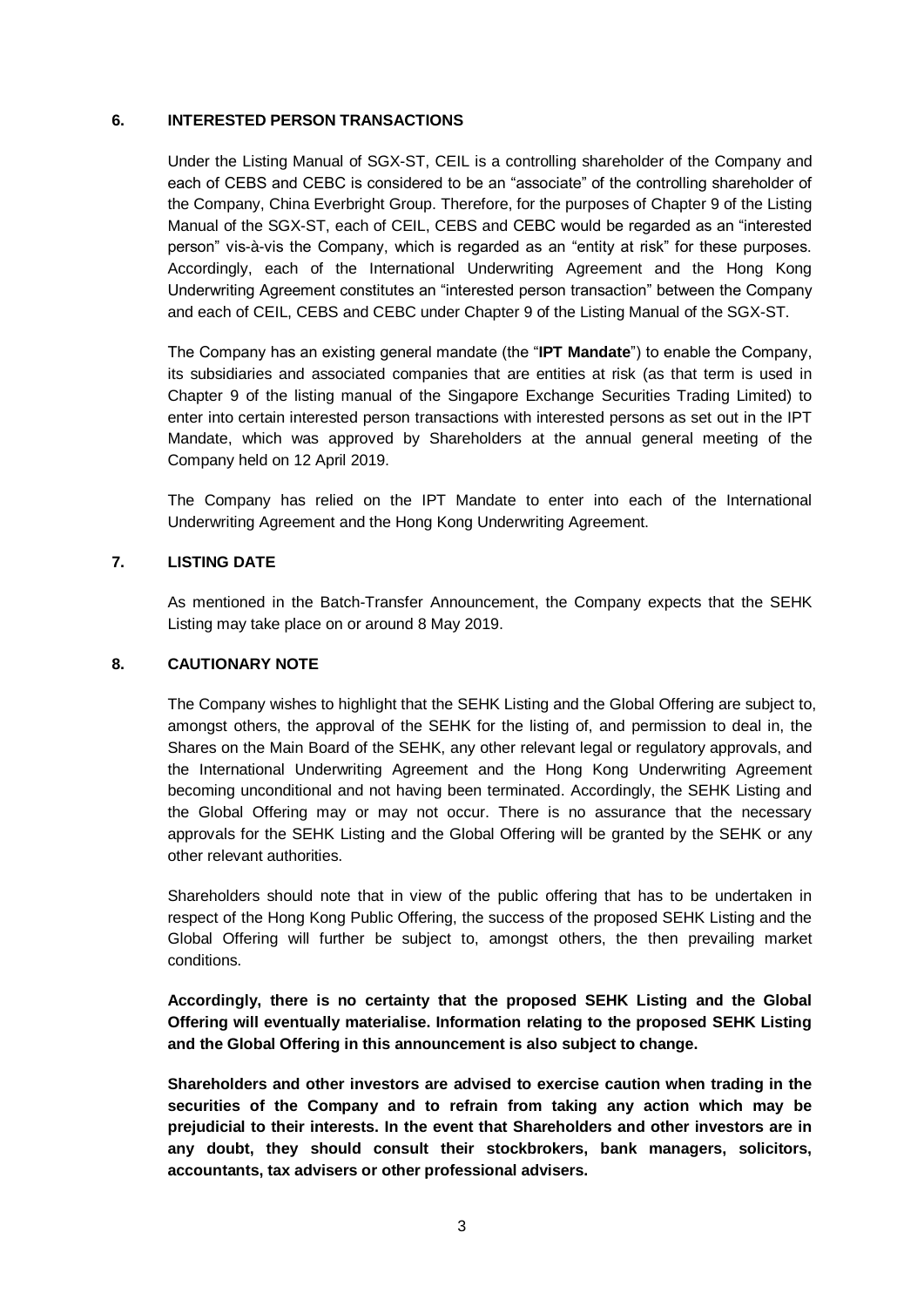## 6. INTERESTED PERSON TRANSACTIONS

Under the Listing Manual of SGX-ST, CEIL is a controlling shareholder of the Company and each of CEBS and CEBC is considered to be an "associate" of the controlling shareholder of the Company, China Everbright Group. Therefore, for the purposes of Chapter 9 of the Listing Manual of the SGX-ST, each of CEIL, CEBS and CEBC would be regarded as an "interested person" vis-à-vis the Company, which is regarded as an "entity at risk" for these purposes. Accordingly, each of the International Underwriting Agreement and the Hong Kong Underwriting Agreement constitutes an "interested person transaction" between the Company and each of CEIL, CEBS and CEBC under Chapter 9 of the Listing Manual of the SGX-ST.

The Company has an existing general mandate (the "**IPT Mandate**") to enable the Company, its subsidiaries and associated companies that are entities at risk (as that term is used in Chapter 9 of the listing manual of the Singapore Exchange Securities Trading Limited) to enter into certain interested person transactions with interested persons as set out in the IPT Mandate, which was approved by Shareholders at the annual general meeting of the Company held on 12 April 2019.

The Company has relied on the IPT Mandate to enter into each of the International Underwriting Agreement and the Hong Kong Underwriting Agreement.

## 7. LISTING DATE

As mentioned in the Batch-Transfer Announcement, the Company expects that the SEHK Listing may take place on or around 8 May 2019.

## 8. CAUTIONARY NOTE

The Company wishes to highlight that the SEHK Listing and the Global Offering are subject to, amongst others, the approval of the SEHK for the listing of, and permission to deal in, the Shares on the Main Board of the SEHK, any other relevant legal or regulatory approvals, and the International Underwriting Agreement and the Hong Kong Underwriting Agreement becoming unconditional and not having been terminated. Accordingly, the SEHK Listing and the Global Offering may or may not occur. There is no assurance that the necessary approvals for the SEHK Listing and the Global Offering will be granted by the SEHK or any other relevant authorities.

Shareholders should note that in view of the public offering that has to be undertaken in respect of the Hong Kong Public Offering, the success of the proposed SEHK Listing and the Global Offering will further be subject to, amongst others, the then prevailing market conditions.

**Accordingly, there is no certainty that the proposed SEHK Listing and the Global Offering will eventually materialise. Information relating to the proposed SEHK Listing and the Global Offering in this announcement is also subject to change.**

**Shareholders and other investors are advised to exercise caution when trading in the securities of the Company and to refrain from taking any action which may be prejudicial to their interests. In the event that Shareholders and other investors are in any doubt, they should consult their stockbrokers, bank managers, solicitors, accountants, tax advisers or other professional advisers.**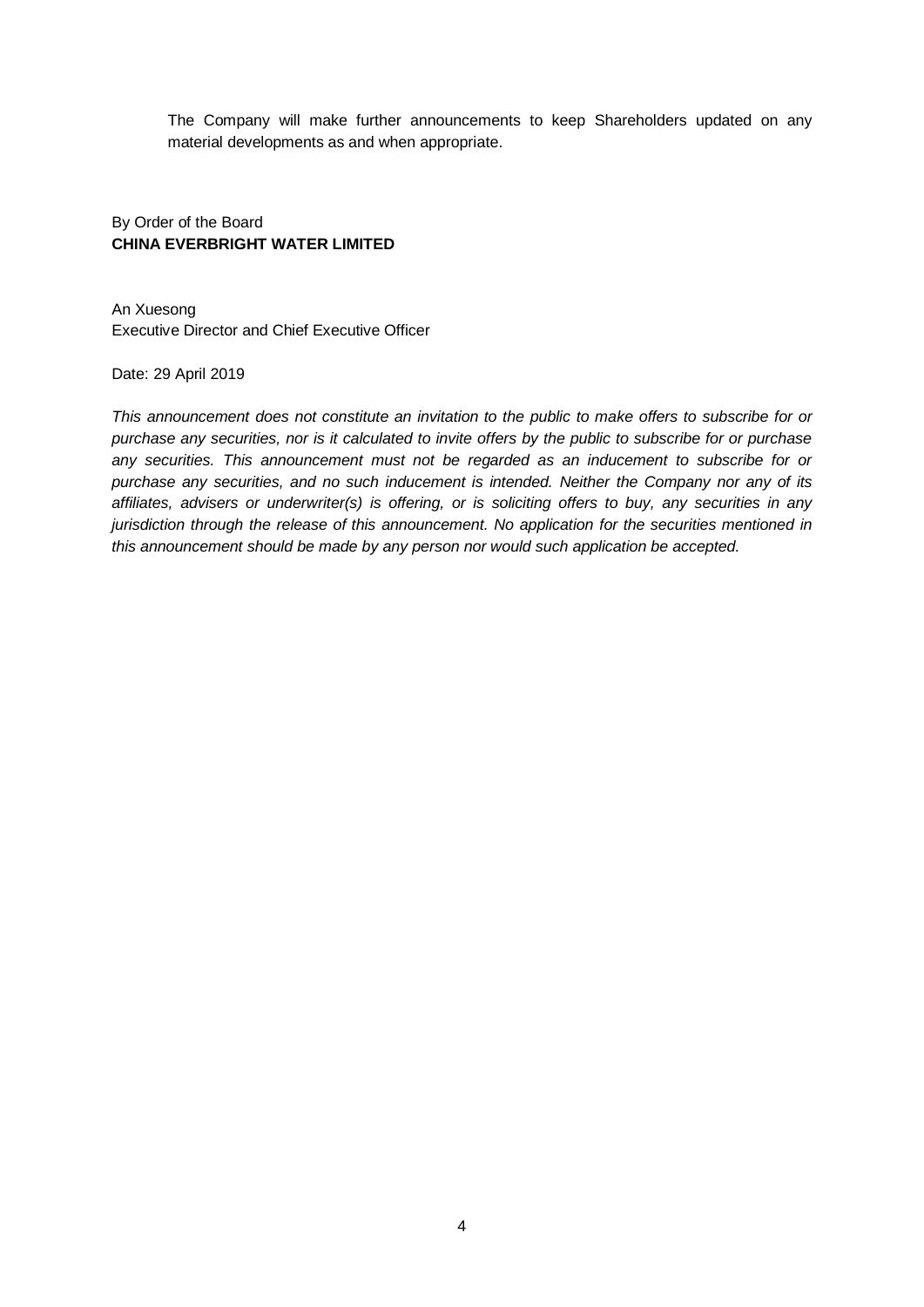The Company will make further announcements to keep Shareholders updated on any material developments as and when appropriate.

By Order of the Board
**CHINA EVERBRIGHT WATER LIMITED**

An Xuesong
Executive Director and Chief Executive Officer

Date: 29 April 2019

*This announcement does not constitute an invitation to the public to make offers to subscribe for or purchase any securities, nor is it calculated to invite offers by the public to subscribe for or purchase any securities. This announcement must not be regarded as an inducement to subscribe for or purchase any securities, and no such inducement is intended. Neither the Company nor any of its affiliates, advisers or underwriter(s) is offering, or is soliciting offers to buy, any securities in any jurisdiction through the release of this announcement. No application for the securities mentioned in this announcement should be made by any person nor would such application be accepted.*